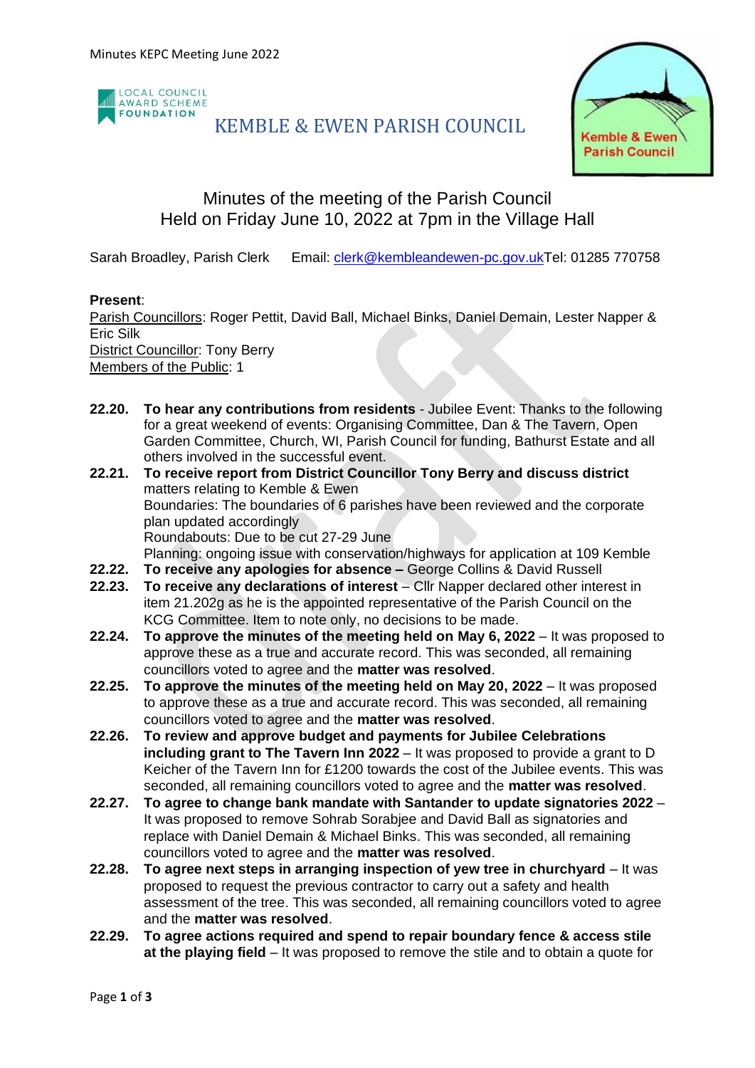LOCAL COUNCIL AWARD SCHEME FOUNDATION

# KEMBLE & EWEN PARISH COUNCIL

Kemble & Ewen Parish Council

## Minutes of the meeting of the Parish Council
## Held on Friday June 10, 2022 at 7pm in the Village Hall

Sarah Broadley, Parish Clerk  Email: clerk@kembleandewen-pc.gov.uk Tel: 01285 770758

**Present**:
Parish Councillors: Roger Pettit, David Ball, Michael Binks, Daniel Demain, Lester Napper & Eric Silk
District Councillor: Tony Berry
Members of the Public: 1

**22.20. To hear any contributions from residents** - Jubilee Event: Thanks to the following for a great weekend of events: Organising Committee, Dan & The Tavern, Open Garden Committee, Church, WI, Parish Council for funding, Bathurst Estate and all others involved in the successful event.

**22.21. To receive report from District Councillor Tony Berry and discuss district** matters relating to Kemble & Ewen
Boundaries: The boundaries of 6 parishes have been reviewed and the corporate plan updated accordingly
Roundabouts: Due to be cut 27-29 June
Planning: ongoing issue with conservation/highways for application at 109 Kemble

**22.22. To receive any apologies for absence –** George Collins & David Russell

**22.23. To receive any declarations of interest** – Cllr Napper declared other interest in item 21.202g as he is the appointed representative of the Parish Council on the KCG Committee. Item to note only, no decisions to be made.

**22.24. To approve the minutes of the meeting held on May 6, 2022** – It was proposed to approve these as a true and accurate record. This was seconded, all remaining councillors voted to agree and the **matter was resolved**.

**22.25. To approve the minutes of the meeting held on May 20, 2022** – It was proposed to approve these as a true and accurate record. This was seconded, all remaining councillors voted to agree and the **matter was resolved**.

**22.26. To review and approve budget and payments for Jubilee Celebrations including grant to The Tavern Inn 2022** – It was proposed to provide a grant to D Keicher of the Tavern Inn for £1200 towards the cost of the Jubilee events. This was seconded, all remaining councillors voted to agree and the **matter was resolved**.

**22.27. To agree to change bank mandate with Santander to update signatories 2022** – It was proposed to remove Sohrab Sorabjee and David Ball as signatories and replace with Daniel Demain & Michael Binks. This was seconded, all remaining councillors voted to agree and the **matter was resolved**.

**22.28. To agree next steps in arranging inspection of yew tree in churchyard** – It was proposed to request the previous contractor to carry out a safety and health assessment of the tree. This was seconded, all remaining councillors voted to agree and the **matter was resolved**.

**22.29. To agree actions required and spend to repair boundary fence & access stile at the playing field** – It was proposed to remove the stile and to obtain a quote for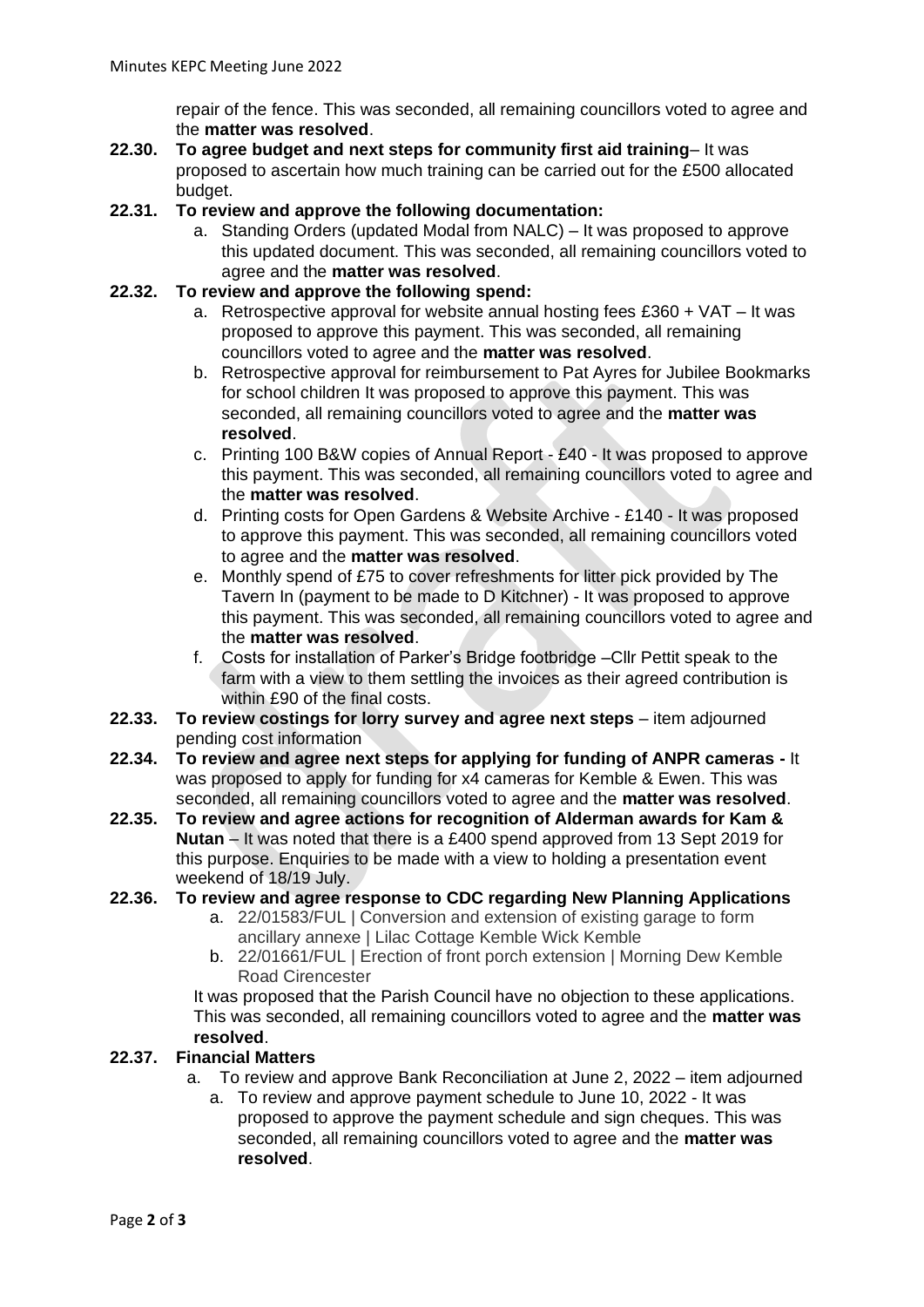repair of the fence. This was seconded, all remaining councillors voted to agree and the **matter was resolved**.

**22.30. To agree budget and next steps for community first aid training**– It was proposed to ascertain how much training can be carried out for the £500 allocated budget.

**22.31. To review and approve the following documentation:**

a. Standing Orders (updated Modal from NALC) – It was proposed to approve this updated document. This was seconded, all remaining councillors voted to agree and the **matter was resolved**.

**22.32. To review and approve the following spend:**

a. Retrospective approval for website annual hosting fees £360 + VAT – It was proposed to approve this payment. This was seconded, all remaining councillors voted to agree and the **matter was resolved**.

b. Retrospective approval for reimbursement to Pat Ayres for Jubilee Bookmarks for school children It was proposed to approve this payment. This was seconded, all remaining councillors voted to agree and the **matter was resolved**.

c. Printing 100 B&W copies of Annual Report - £40 - It was proposed to approve this payment. This was seconded, all remaining councillors voted to agree and the **matter was resolved**.

d. Printing costs for Open Gardens & Website Archive - £140 - It was proposed to approve this payment. This was seconded, all remaining councillors voted to agree and the **matter was resolved**.

e. Monthly spend of £75 to cover refreshments for litter pick provided by The Tavern In (payment to be made to D Kitchner) - It was proposed to approve this payment. This was seconded, all remaining councillors voted to agree and the **matter was resolved**.

f. Costs for installation of Parker's Bridge footbridge –Cllr Pettit speak to the farm with a view to them settling the invoices as their agreed contribution is within £90 of the final costs.

**22.33. To review costings for lorry survey and agree next steps** – item adjourned pending cost information

**22.34. To review and agree next steps for applying for funding of ANPR cameras -** It was proposed to apply for funding for x4 cameras for Kemble & Ewen. This was seconded, all remaining councillors voted to agree and the **matter was resolved**.

**22.35. To review and agree actions for recognition of Alderman awards for Kam & Nutan** – It was noted that there is a £400 spend approved from 13 Sept 2019 for this purpose. Enquiries to be made with a view to holding a presentation event weekend of 18/19 July.

**22.36. To review and agree response to CDC regarding New Planning Applications**

a. 22/01583/FUL | Conversion and extension of existing garage to form ancillary annexe | Lilac Cottage Kemble Wick Kemble

b. 22/01661/FUL | Erection of front porch extension | Morning Dew Kemble Road Cirencester

It was proposed that the Parish Council have no objection to these applications. This was seconded, all remaining councillors voted to agree and the **matter was resolved**.

**22.37. Financial Matters**

a. To review and approve Bank Reconciliation at June 2, 2022 – item adjourned

a. To review and approve payment schedule to June 10, 2022 - It was proposed to approve the payment schedule and sign cheques. This was seconded, all remaining councillors voted to agree and the **matter was resolved**.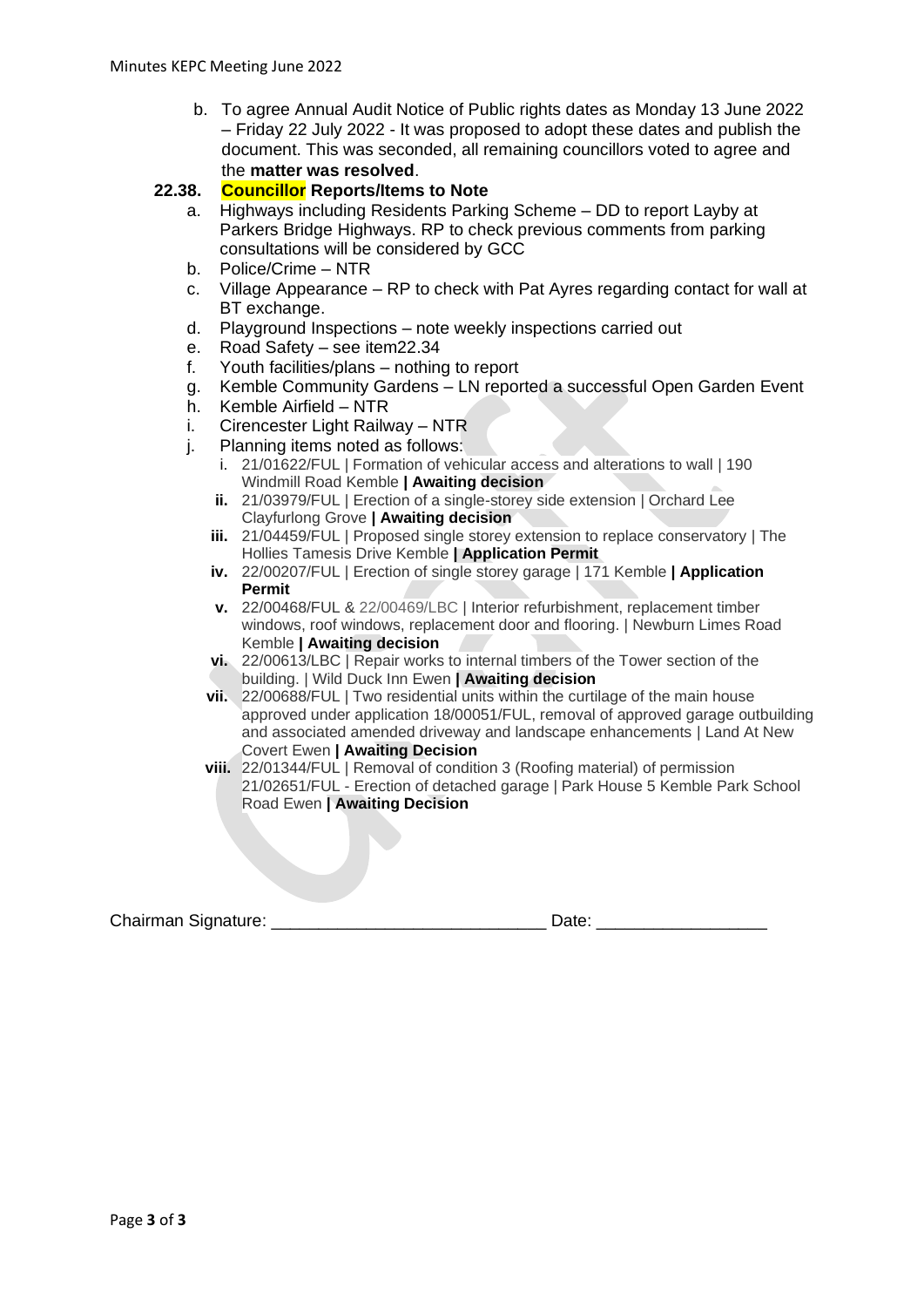b. To agree Annual Audit Notice of Public rights dates as Monday 13 June 2022 – Friday 22 July 2022 - It was proposed to adopt these dates and publish the document. This was seconded, all remaining councillors voted to agree and the **matter was resolved**.

**22.38. Councillor Reports/Items to Note**

a. Highways including Residents Parking Scheme – DD to report Layby at Parkers Bridge Highways. RP to check previous comments from parking consultations will be considered by GCC
b. Police/Crime – NTR
c. Village Appearance – RP to check with Pat Ayres regarding contact for wall at BT exchange.
d. Playground Inspections – note weekly inspections carried out
e. Road Safety – see item22.34
f. Youth facilities/plans – nothing to report
g. Kemble Community Gardens – LN reported a successful Open Garden Event
h. Kemble Airfield – NTR
i. Cirencester Light Railway – NTR
j. Planning items noted as follows:
   i. 21/01622/FUL | Formation of vehicular access and alterations to wall | 190 Windmill Road Kemble **| Awaiting decision**
   ii. 21/03979/FUL | Erection of a single-storey side extension | Orchard Lee Clayfurlong Grove **| Awaiting decision**
   iii. 21/04459/FUL | Proposed single storey extension to replace conservatory | The Hollies Tamesis Drive Kemble **| Application Permit**
   iv. 22/00207/FUL | Erection of single storey garage | 171 Kemble **| Application Permit**
   v. 22/00468/FUL & 22/00469/LBC | Interior refurbishment, replacement timber windows, roof windows, replacement door and flooring. | Newburn Limes Road Kemble **| Awaiting decision**
   vi. 22/00613/LBC | Repair works to internal timbers of the Tower section of the building. | Wild Duck Inn Ewen **| Awaiting decision**
   vii. 22/00688/FUL | Two residential units within the curtilage of the main house approved under application 18/00051/FUL, removal of approved garage outbuilding and associated amended driveway and landscape enhancements | Land At New Covert Ewen **| Awaiting Decision**
   viii. 22/01344/FUL | Removal of condition 3 (Roofing material) of permission 21/02651/FUL - Erection of detached garage | Park House 5 Kemble Park School Road Ewen **| Awaiting Decision**

Chairman Signature: ____________________________ Date: _________________